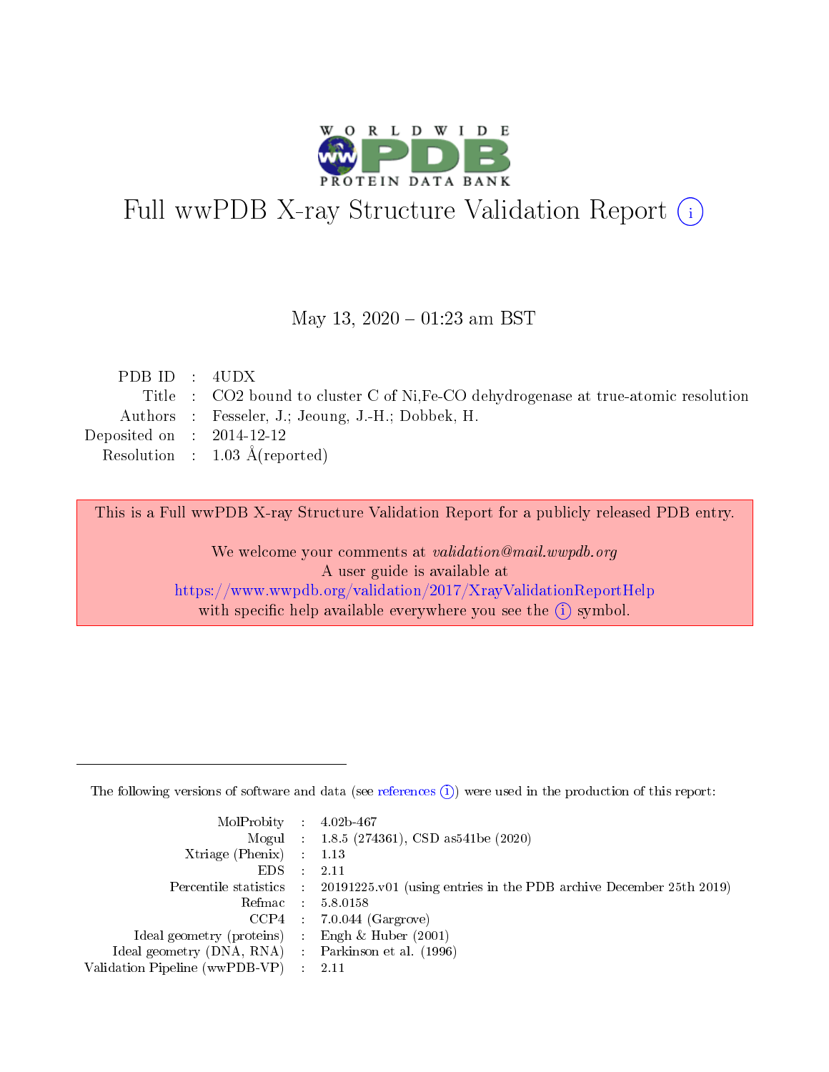# Full wwPDB X-ray Structure Validation Report (i)

May 13, 2020 – 01:23 am BST

| | | |
|---|---|---|
| PDB ID | : | 4UDX |
| Title | : | CO2 bound to cluster C of Ni,Fe-CO dehydrogenase at true-atomic resolution |
| Authors | : | Fesseler, J.; Jeoung, J.-H.; Dobbek, H. |
| Deposited on | : | 2014-12-12 |
| Resolution | : | 1.03 Å(reported) |

This is a Full wwPDB X-ray Structure Validation Report for a publicly released PDB entry.

We welcome your comments at *validation@mail.wwpdb.org*
A user guide is available at
https://www.wwpdb.org/validation/2017/XrayValidationReportHelp
with specific help available everywhere you see the (i) symbol.

---

The following versions of software and data (see references (i)) were used in the production of this report:

| | | |
|---|---|---|
| MolProbity | : | 4.02b-467 |
| Mogul | : | 1.8.5 (274361), CSD as541be (2020) |
| Xtriage (Phenix) | : | 1.13 |
| EDS | : | 2.11 |
| Percentile statistics | : | 20191225.v01 (using entries in the PDB archive December 25th 2019) |
| Refmac | : | 5.8.0158 |
| CCP4 | : | 7.0.044 (Gargrove) |
| Ideal geometry (proteins) | : | Engh & Huber (2001) |
| Ideal geometry (DNA, RNA) | : | Parkinson et al. (1996) |
| Validation Pipeline (wwPDB-VP) | : | 2.11 |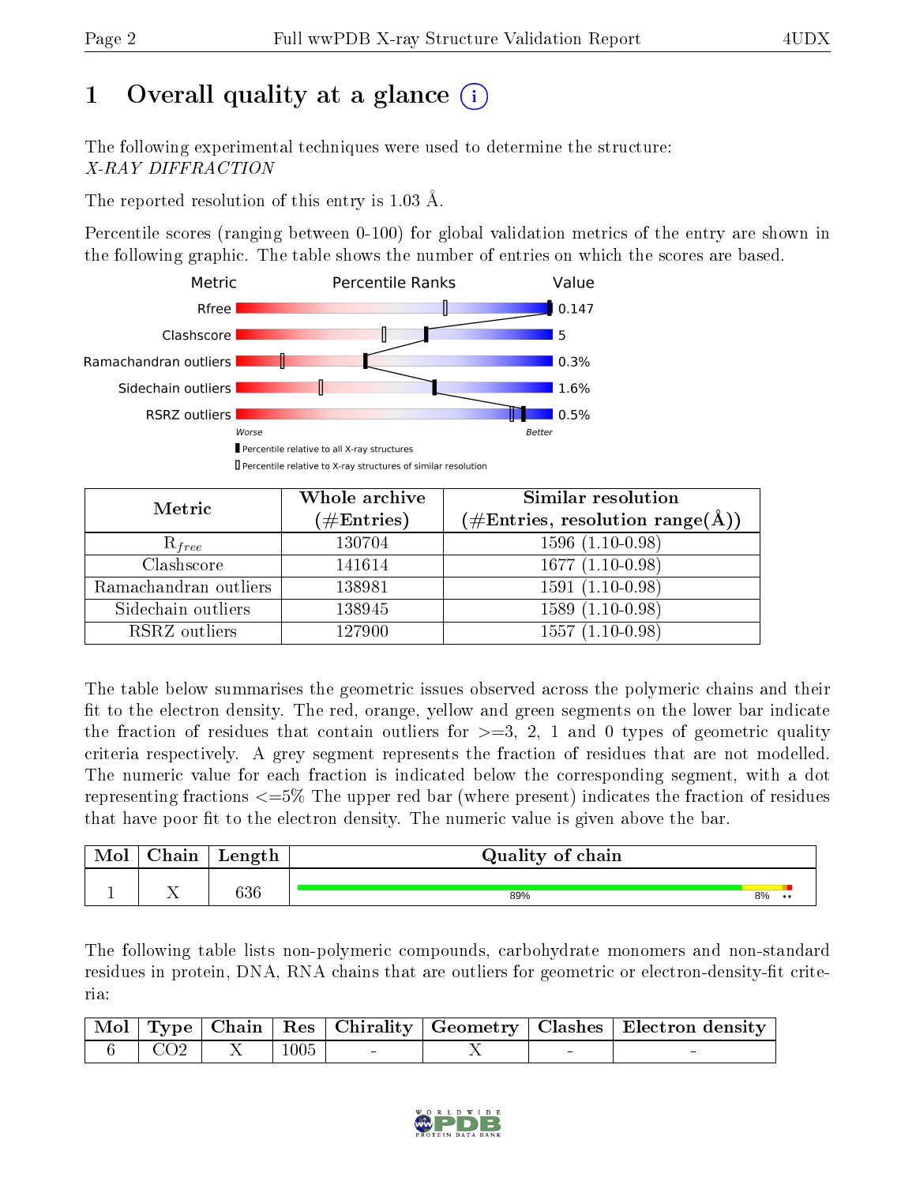# 1 Overall quality at a glance

The following experimental techniques were used to determine the structure:
*X-RAY DIFFRACTION*

The reported resolution of this entry is 1.03 Å.

Percentile scores (ranging between 0-100) for global validation metrics of the entry are shown in the following graphic. The table shows the number of entries on which the scores are based.

| Metric | Value |
|---|---|
| Rfree | 0.147 |
| Clashscore | 5 |
| Ramachandran outliers | 0.3% |
| Sidechain outliers | 1.6% |
| RSRZ outliers | 0.5% |

| Metric | Whole archive (#Entries) | Similar resolution (#Entries, resolution range(Å)) |
|---|---|---|
| $R_{free}$ | 130704 | 1596 (1.10-0.98) |
| Clashscore | 141614 | 1677 (1.10-0.98) |
| Ramachandran outliers | 138981 | 1591 (1.10-0.98) |
| Sidechain outliers | 138945 | 1589 (1.10-0.98) |
| RSRZ outliers | 127900 | 1557 (1.10-0.98) |

The table below summarises the geometric issues observed across the polymeric chains and their fit to the electron density. The red, orange, yellow and green segments on the lower bar indicate the fraction of residues that contain outliers for >=3, 2, 1 and 0 types of geometric quality criteria respectively. A grey segment represents the fraction of residues that are not modelled. The numeric value for each fraction is indicated below the corresponding segment, with a dot representing fractions <=5% The upper red bar (where present) indicates the fraction of residues that have poor fit to the electron density. The numeric value is given above the bar.

| Mol | Chain | Length | Quality of chain |
|---|---|---|---|
| 1 | X | 636 | 89% 8% •• |

The following table lists non-polymeric compounds, carbohydrate monomers and non-standard residues in protein, DNA, RNA chains that are outliers for geometric or electron-density-fit criteria:

| Mol | Type | Chain | Res | Chirality | Geometry | Clashes | Electron density |
|---|---|---|---|---|---|---|---|
| 6 | CO2 | X | 1005 | - | X | - | - |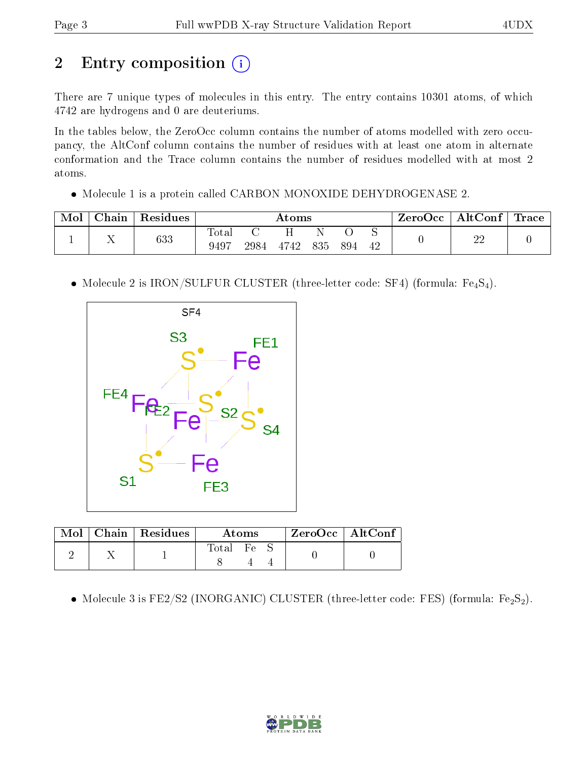## 2 Entry composition (i)

There are 7 unique types of molecules in this entry. The entry contains 10301 atoms, of which 4742 are hydrogens and 0 are deuteriums.

In the tables below, the ZeroOcc column contains the number of atoms modelled with zero occupancy, the AltConf column contains the number of residues with at least one atom in alternate conformation and the Trace column contains the number of residues modelled with at most 2 atoms.

- Molecule 1 is a protein called CARBON MONOXIDE DEHYDROGENASE 2.

| Mol | Chain | Residues | Atoms | | | | | | ZeroOcc | AltConf | Trace |
|---|---|---|---|---|---|---|---|---|---|---|---|
| | | | Total | C | H | N | O | S | | | |
| 1 | X | 633 | 9497 | 2984 | 4742 | 835 | 894 | 42 | 0 | 22 | 0 |

- Molecule 2 is IRON/SULFUR CLUSTER (three-letter code: SF4) (formula: $Fe_4S_4$).

| Mol | Chain | Residues | Atoms | | | ZeroOcc | AltConf |
|---|---|---|---|---|---|---|---|
| | | | Total | Fe | S | | |
| 2 | X | 1 | 8 | 4 | 4 | 0 | 0 |

- Molecule 3 is FE2/S2 (INORGANIC) CLUSTER (three-letter code: FES) (formula: $Fe_2S_2$).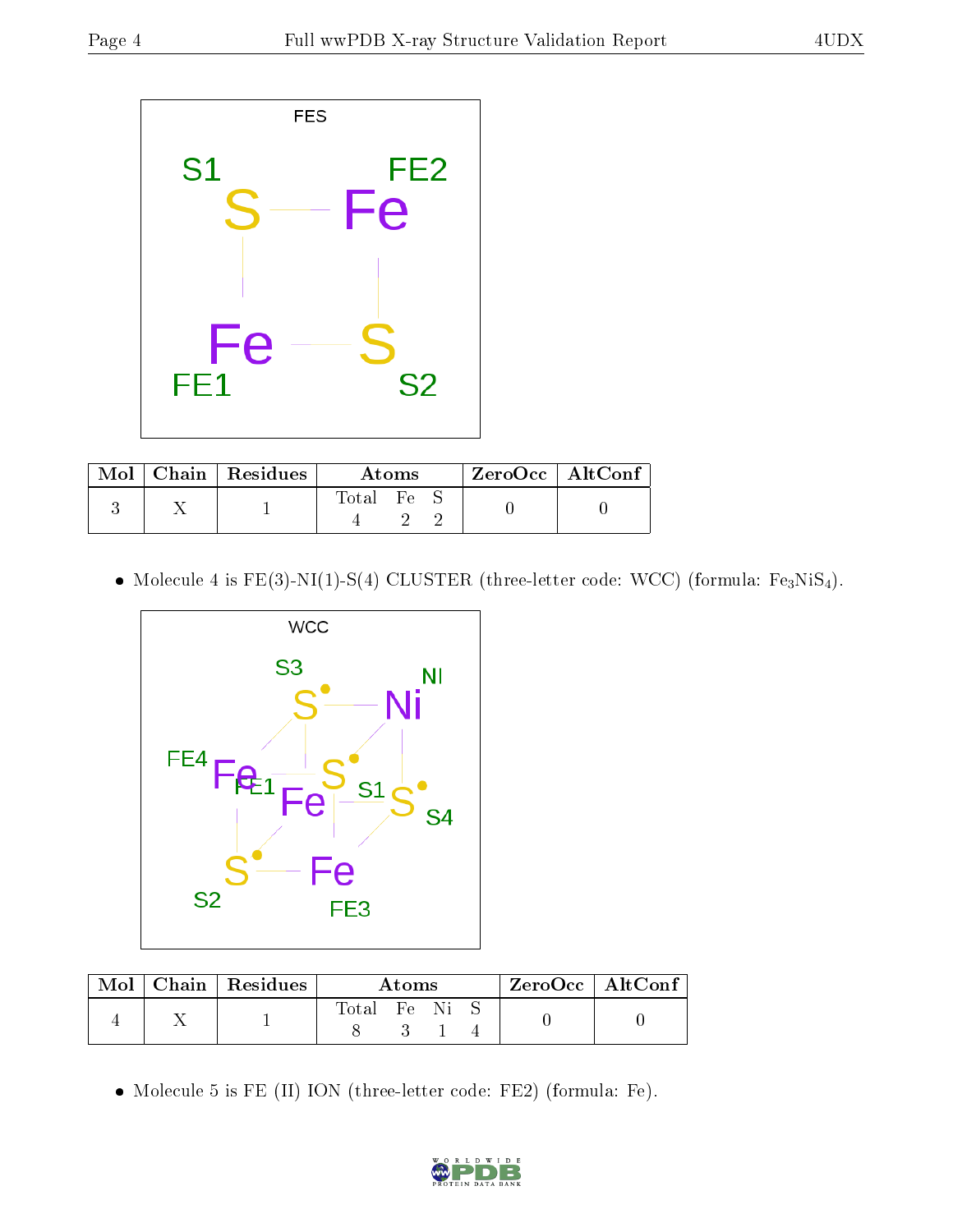| Mol | Chain | Residues | Atoms | | | ZeroOcc | AltConf |
|---|---|---|---|---|---|---|---|
| | | | Total | Fe | S | | |
| 3 | X | 1 | 4 | 2 | 2 | 0 | 0 |

- Molecule 4 is FE(3)-NI(1)-S(4) CLUSTER (three-letter code: WCC) (formula: $Fe_3NiS_4$).

| Mol | Chain | Residues | Atoms | | | | ZeroOcc | AltConf |
|---|---|---|---|---|---|---|---|---|
| | | | Total | Fe | Ni | S | | |
| 4 | X | 1 | 8 | 3 | 1 | 4 | 0 | 0 |

- Molecule 5 is FE (II) ION (three-letter code: FE2) (formula: Fe).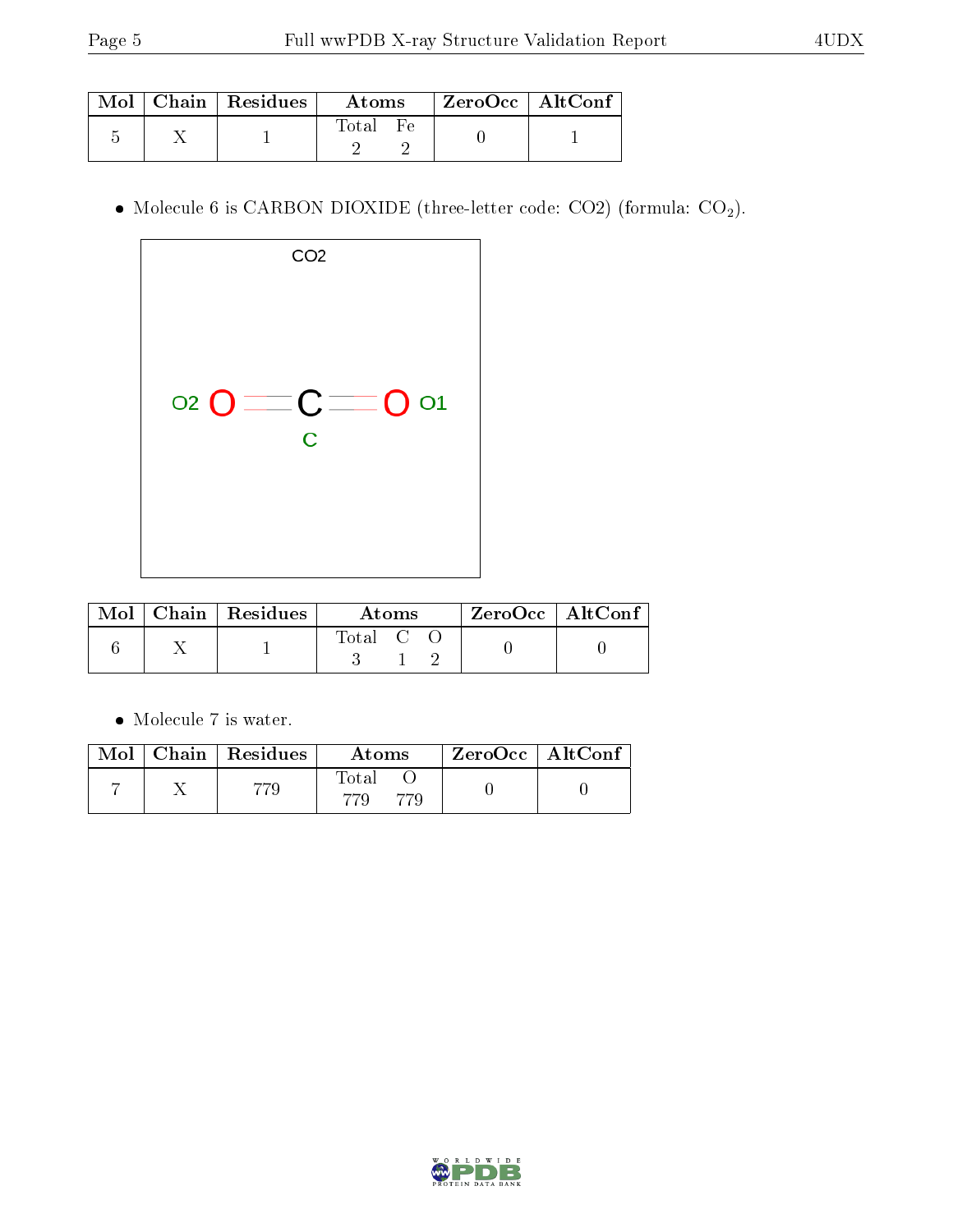| Mol | Chain | Residues | Atoms | | ZeroOcc | AltConf |
|---|---|---|---|---|---|---|
| | | | Total | Fe | | |
| 5 | X | 1 | 2 | 2 | 0 | 1 |

- Molecule 6 is CARBON DIOXIDE (three-letter code: CO2) (formula: $CO_2$).

| Mol | Chain | Residues | Atoms | | | ZeroOcc | AltConf |
|---|---|---|---|---|---|---|---|
| | | | Total | C | O | | |
| 6 | X | 1 | 3 | 1 | 2 | 0 | 0 |

- Molecule 7 is water.

| Mol | Chain | Residues | Atoms | | ZeroOcc | AltConf |
|---|---|---|---|---|---|---|
| | | | Total | O | | |
| 7 | X | 779 | 779 | 779 | 0 | 0 |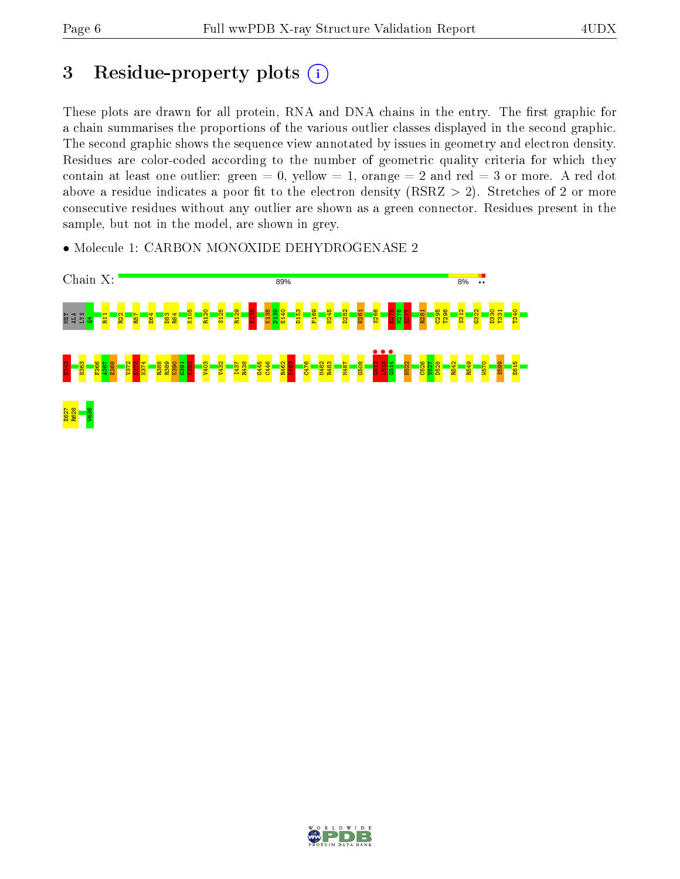# 3 Residue-property plots

These plots are drawn for all protein, RNA and DNA chains in the entry. The first graphic for a chain summarises the proportions of the various outlier classes displayed in the second graphic. The second graphic shows the sequence view annotated by issues in geometry and electron density. Residues are color-coded according to the number of geometric quality criteria for which they contain at least one outlier: green = 0, yellow = 1, orange = 2 and red = 3 or more. A red dot above a residue indicates a poor fit to the electron density (RSRZ > 2). Stretches of 2 or more consecutive residues without any outlier are shown as a green connector. Residues present in the sample, but not in the model, are shown in grey.

- Molecule 1: CARBON MONOXIDE DEHYDROGENASE 2

Chain X: 89% 8% ••

MET ALA LYS Q4 R11 R22 R57 E64 D83 R84 K105 R120 S125 R129 E135 K138 D139 E140 D153 P169 N245 D252 H261 S266 E275 M276 E277 R281 C295 T296 S312 G322 D330 Y331 T340 K343 H363 F366 A367 E368 V372 E373 N374 R388 R389 K390 G391 K392 V403 V432 I437 R438 G445 C446 R462 K463 C476 M482 R483 M487 G508 C512 I513 G514 H522 C526 V527 D528 R542 R549 W570 S599 E615 E627 R628 W636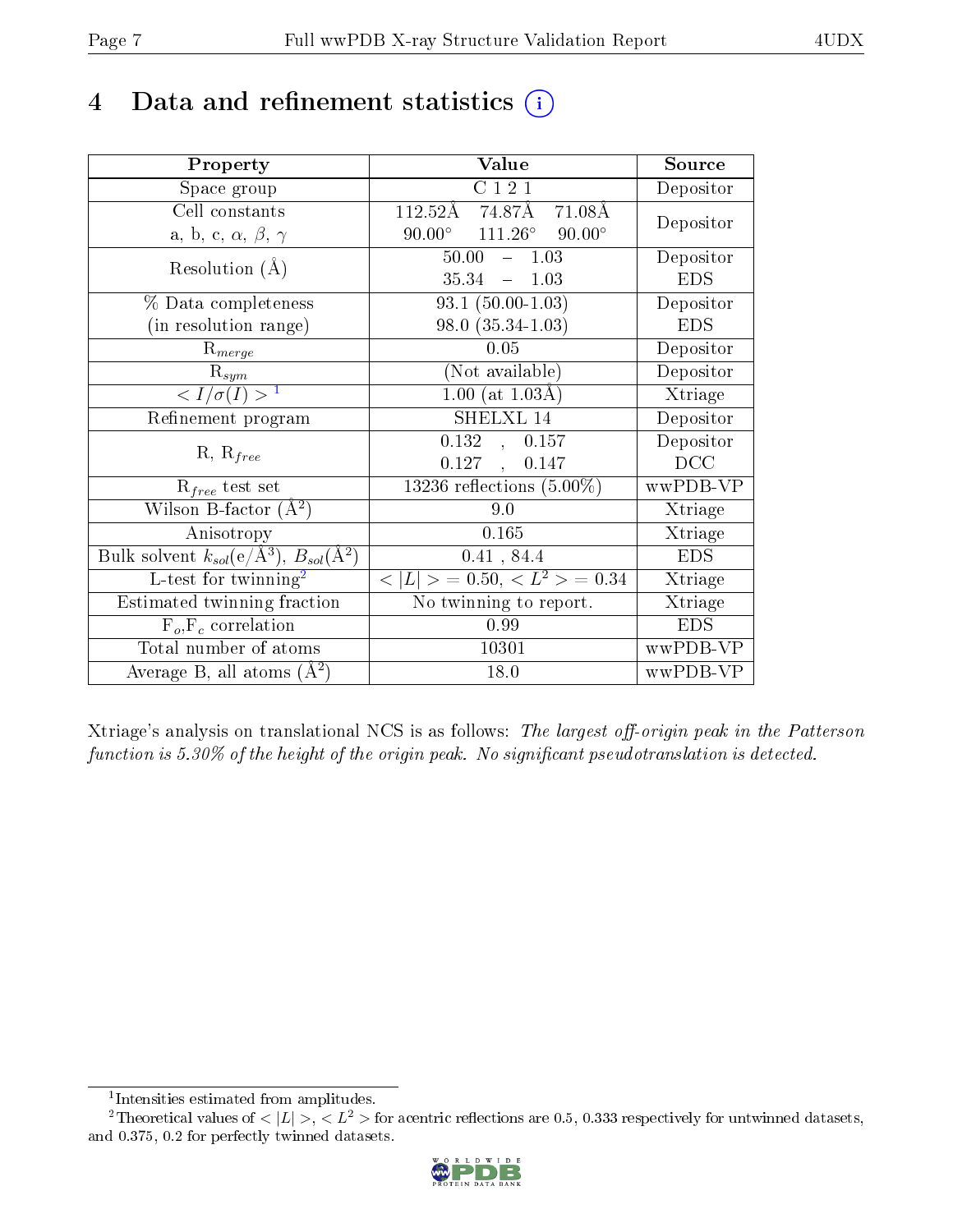# 4 Data and refinement statistics (i)

| Property | Value | Source |
|---|---|---|
| Space group | C 1 2 1 | Depositor |
| Cell constants<br>a, b, c, $\alpha$, $\beta$, $\gamma$ | 112.52Å 74.87Å 71.08Å<br>90.00° 111.26° 90.00° | Depositor |
| Resolution (Å) | 50.00 – 1.03<br>35.34 – 1.03 | Depositor<br>EDS |
| % Data completeness<br>(in resolution range) | 93.1 (50.00-1.03)<br>98.0 (35.34-1.03) | Depositor<br>EDS |
| $R_{merge}$ | 0.05 | Depositor |
| $R_{sym}$ | (Not available) | Depositor |
| $< I/\sigma(I) >$ [1] | 1.00 (at 1.03Å) | Xtriage |
| Refinement program | SHELXL 14 | Depositor |
| R, $R_{free}$ | 0.132 , 0.157<br>0.127 , 0.147 | Depositor<br>DCC |
| $R_{free}$ test set | 13236 reflections (5.00%) | wwPDB-VP |
| Wilson B-factor (Å$^2$) | 9.0 | Xtriage |
| Anisotropy | 0.165 | Xtriage |
| Bulk solvent $k_{sol}$(e/Å$^3$), $B_{sol}$(Å$^2$) | 0.41 , 84.4 | EDS |
| L-test for twinning[2] | $< \lvert L \rvert > = 0.50$, $< L^2 > = 0.34$ | Xtriage |
| Estimated twinning fraction | No twinning to report. | Xtriage |
| $F_o$,$F_c$ correlation | 0.99 | EDS |
| Total number of atoms | 10301 | wwPDB-VP |
| Average B, all atoms (Å$^2$) | 18.0 | wwPDB-VP |

Xtriage's analysis on translational NCS is as follows: *The largest off-origin peak in the Patterson function is 5.30% of the height of the origin peak. No significant pseudotranslation is detected.*

[1] Intensities estimated from amplitudes.

[2] Theoretical values of $< \lvert L \rvert >$, $< L^2 >$ for acentric reflections are 0.5, 0.333 respectively for untwinned datasets, and 0.375, 0.2 for perfectly twinned datasets.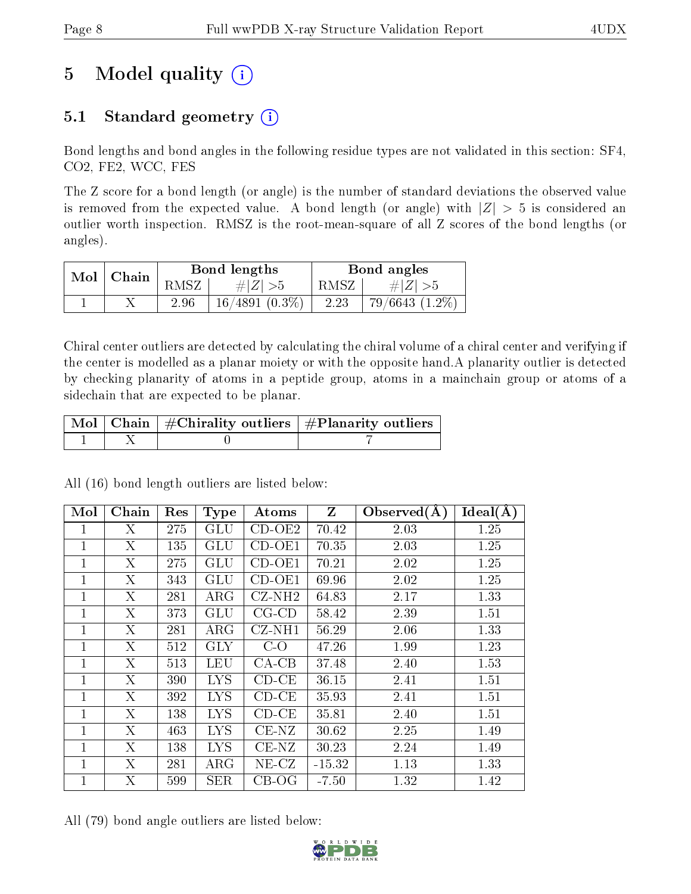# 5 Model quality (i)

## 5.1 Standard geometry (i)

Bond lengths and bond angles in the following residue types are not validated in this section: SF4, CO2, FE2, WCC, FES

The Z score for a bond length (or angle) is the number of standard deviations the observed value is removed from the expected value. A bond length (or angle) with $|Z| > 5$ is considered an outlier worth inspection. RMSZ is the root-mean-square of all Z scores of the bond lengths (or angles).

| Mol | Chain | Bond lengths | | Bond angles | |
|---|---|---|---|---|---|
| | | RMSZ | #\|Z\| >5 | RMSZ | #\|Z\| >5 |
| 1 | X | 2.96 | 16/4891 (0.3%) | 2.23 | 79/6643 (1.2%) |

Chiral center outliers are detected by calculating the chiral volume of a chiral center and verifying if the center is modelled as a planar moiety or with the opposite hand.A planarity outlier is detected by checking planarity of atoms in a peptide group, atoms in a mainchain group or atoms of a sidechain that are expected to be planar.

| Mol | Chain | #Chirality outliers | #Planarity outliers |
|---|---|---|---|
| 1 | X | 0 | 7 |

All (16) bond length outliers are listed below:

| Mol | Chain | Res | Type | Atoms | Z | Observed(Å) | Ideal(Å) |
|---|---|---|---|---|---|---|---|
| 1 | X | 275 | GLU | CD-OE2 | 70.42 | 2.03 | 1.25 |
| 1 | X | 135 | GLU | CD-OE1 | 70.35 | 2.03 | 1.25 |
| 1 | X | 275 | GLU | CD-OE1 | 70.21 | 2.02 | 1.25 |
| 1 | X | 343 | GLU | CD-OE1 | 69.96 | 2.02 | 1.25 |
| 1 | X | 281 | ARG | CZ-NH2 | 64.83 | 2.17 | 1.33 |
| 1 | X | 373 | GLU | CG-CD | 58.42 | 2.39 | 1.51 |
| 1 | X | 281 | ARG | CZ-NH1 | 56.29 | 2.06 | 1.33 |
| 1 | X | 512 | GLY | C-O | 47.26 | 1.99 | 1.23 |
| 1 | X | 513 | LEU | CA-CB | 37.48 | 2.40 | 1.53 |
| 1 | X | 390 | LYS | CD-CE | 36.15 | 2.41 | 1.51 |
| 1 | X | 392 | LYS | CD-CE | 35.93 | 2.41 | 1.51 |
| 1 | X | 138 | LYS | CD-CE | 35.81 | 2.40 | 1.51 |
| 1 | X | 463 | LYS | CE-NZ | 30.62 | 2.25 | 1.49 |
| 1 | X | 138 | LYS | CE-NZ | 30.23 | 2.24 | 1.49 |
| 1 | X | 281 | ARG | NE-CZ | -15.32 | 1.13 | 1.33 |
| 1 | X | 599 | SER | CB-OG | -7.50 | 1.32 | 1.42 |

All (79) bond angle outliers are listed below: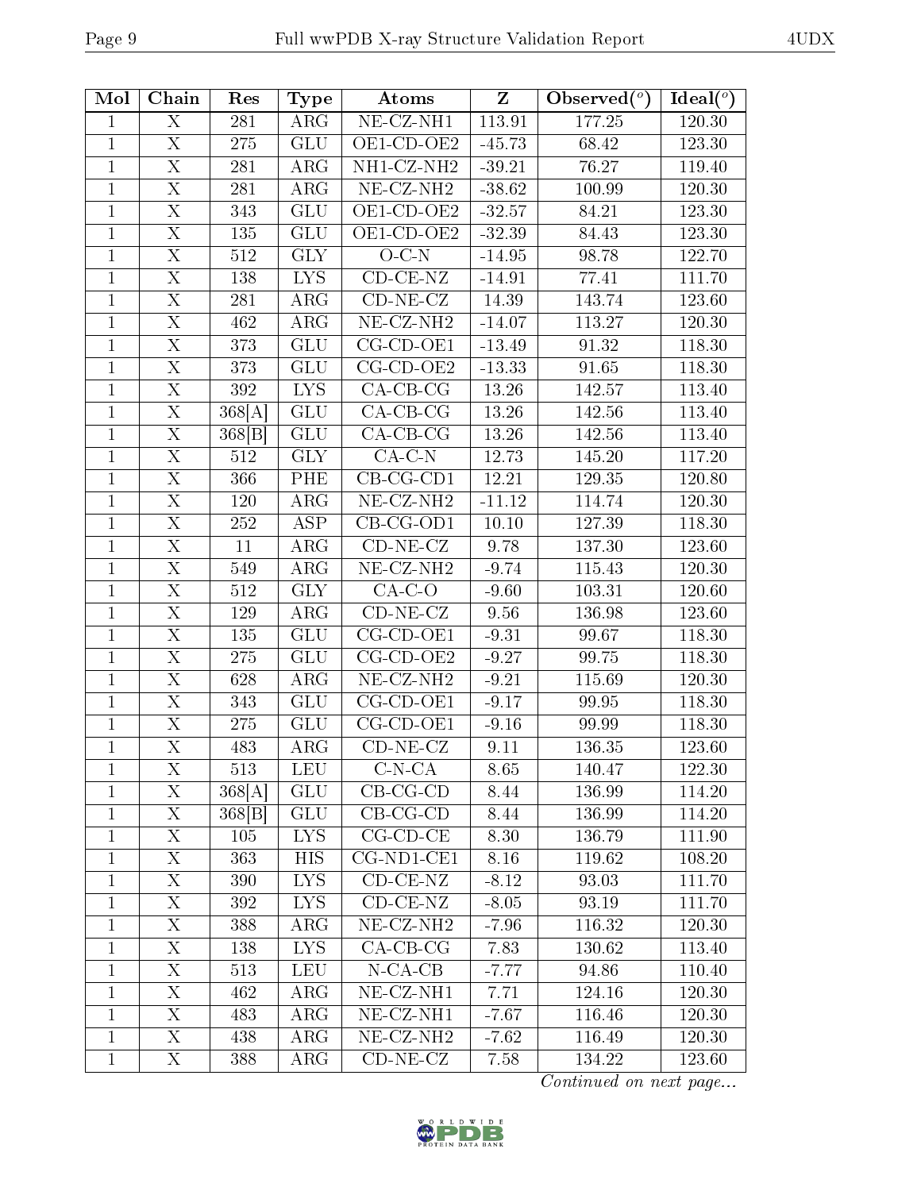| Mol | Chain | Res | Type | Atoms | Z | Observed(°) | Ideal(°) |
|---|---|---|---|---|---|---|---|
| 1 | X | 281 | ARG | NE-CZ-NH1 | 113.91 | 177.25 | 120.30 |
| 1 | X | 275 | GLU | OE1-CD-OE2 | -45.73 | 68.42 | 123.30 |
| 1 | X | 281 | ARG | NH1-CZ-NH2 | -39.21 | 76.27 | 119.40 |
| 1 | X | 281 | ARG | NE-CZ-NH2 | -38.62 | 100.99 | 120.30 |
| 1 | X | 343 | GLU | OE1-CD-OE2 | -32.57 | 84.21 | 123.30 |
| 1 | X | 135 | GLU | OE1-CD-OE2 | -32.39 | 84.43 | 123.30 |
| 1 | X | 512 | GLY | O-C-N | -14.95 | 98.78 | 122.70 |
| 1 | X | 138 | LYS | CD-CE-NZ | -14.91 | 77.41 | 111.70 |
| 1 | X | 281 | ARG | CD-NE-CZ | 14.39 | 143.74 | 123.60 |
| 1 | X | 462 | ARG | NE-CZ-NH2 | -14.07 | 113.27 | 120.30 |
| 1 | X | 373 | GLU | CG-CD-OE1 | -13.49 | 91.32 | 118.30 |
| 1 | X | 373 | GLU | CG-CD-OE2 | -13.33 | 91.65 | 118.30 |
| 1 | X | 392 | LYS | CA-CB-CG | 13.26 | 142.57 | 113.40 |
| 1 | X | 368[A] | GLU | CA-CB-CG | 13.26 | 142.56 | 113.40 |
| 1 | X | 368[B] | GLU | CA-CB-CG | 13.26 | 142.56 | 113.40 |
| 1 | X | 512 | GLY | CA-C-N | 12.73 | 145.20 | 117.20 |
| 1 | X | 366 | PHE | CB-CG-CD1 | 12.21 | 129.35 | 120.80 |
| 1 | X | 120 | ARG | NE-CZ-NH2 | -11.12 | 114.74 | 120.30 |
| 1 | X | 252 | ASP | CB-CG-OD1 | 10.10 | 127.39 | 118.30 |
| 1 | X | 11 | ARG | CD-NE-CZ | 9.78 | 137.30 | 123.60 |
| 1 | X | 549 | ARG | NE-CZ-NH2 | -9.74 | 115.43 | 120.30 |
| 1 | X | 512 | GLY | CA-C-O | -9.60 | 103.31 | 120.60 |
| 1 | X | 129 | ARG | CD-NE-CZ | 9.56 | 136.98 | 123.60 |
| 1 | X | 135 | GLU | CG-CD-OE1 | -9.31 | 99.67 | 118.30 |
| 1 | X | 275 | GLU | CG-CD-OE2 | -9.27 | 99.75 | 118.30 |
| 1 | X | 628 | ARG | NE-CZ-NH2 | -9.21 | 115.69 | 120.30 |
| 1 | X | 343 | GLU | CG-CD-OE1 | -9.17 | 99.95 | 118.30 |
| 1 | X | 275 | GLU | CG-CD-OE1 | -9.16 | 99.99 | 118.30 |
| 1 | X | 483 | ARG | CD-NE-CZ | 9.11 | 136.35 | 123.60 |
| 1 | X | 513 | LEU | C-N-CA | 8.65 | 140.47 | 122.30 |
| 1 | X | 368[A] | GLU | CB-CG-CD | 8.44 | 136.99 | 114.20 |
| 1 | X | 368[B] | GLU | CB-CG-CD | 8.44 | 136.99 | 114.20 |
| 1 | X | 105 | LYS | CG-CD-CE | 8.30 | 136.79 | 111.90 |
| 1 | X | 363 | HIS | CG-ND1-CE1 | 8.16 | 119.62 | 108.20 |
| 1 | X | 390 | LYS | CD-CE-NZ | -8.12 | 93.03 | 111.70 |
| 1 | X | 392 | LYS | CD-CE-NZ | -8.05 | 93.19 | 111.70 |
| 1 | X | 388 | ARG | NE-CZ-NH2 | -7.96 | 116.32 | 120.30 |
| 1 | X | 138 | LYS | CA-CB-CG | 7.83 | 130.62 | 113.40 |
| 1 | X | 513 | LEU | N-CA-CB | -7.77 | 94.86 | 110.40 |
| 1 | X | 462 | ARG | NE-CZ-NH1 | 7.71 | 124.16 | 120.30 |
| 1 | X | 483 | ARG | NE-CZ-NH1 | -7.67 | 116.46 | 120.30 |
| 1 | X | 438 | ARG | NE-CZ-NH2 | -7.62 | 116.49 | 120.30 |
| 1 | X | 388 | ARG | CD-NE-CZ | 7.58 | 134.22 | 123.60 |

*Continued on next page...*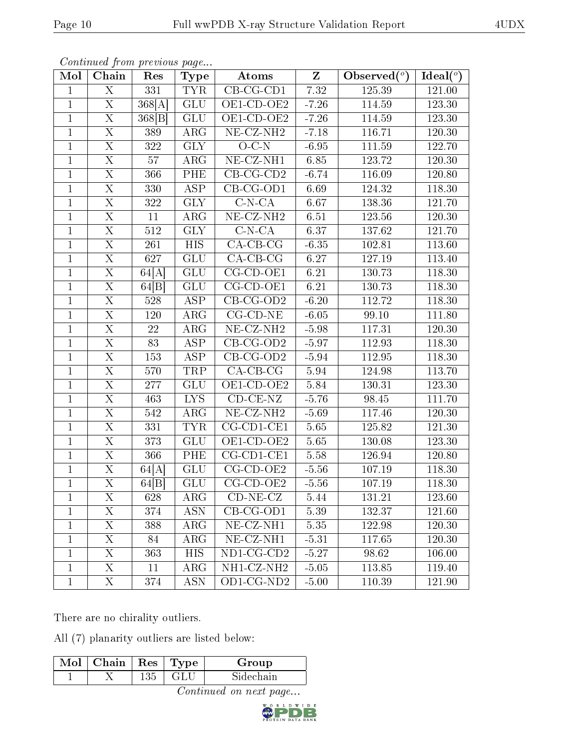*Continued from previous page...*

| Mol | Chain | Res | Type | Atoms | Z | Observed(°) | Ideal(°) |
|---|---|---|---|---|---|---|---|
| 1 | X | 331 | TYR | CB-CG-CD1 | 7.32 | 125.39 | 121.00 |
| 1 | X | 368[A] | GLU | OE1-CD-OE2 | -7.26 | 114.59 | 123.30 |
| 1 | X | 368[B] | GLU | OE1-CD-OE2 | -7.26 | 114.59 | 123.30 |
| 1 | X | 389 | ARG | NE-CZ-NH2 | -7.18 | 116.71 | 120.30 |
| 1 | X | 322 | GLY | O-C-N | -6.95 | 111.59 | 122.70 |
| 1 | X | 57 | ARG | NE-CZ-NH1 | 6.85 | 123.72 | 120.30 |
| 1 | X | 366 | PHE | CB-CG-CD2 | -6.74 | 116.09 | 120.80 |
| 1 | X | 330 | ASP | CB-CG-OD1 | 6.69 | 124.32 | 118.30 |
| 1 | X | 322 | GLY | C-N-CA | 6.67 | 138.36 | 121.70 |
| 1 | X | 11 | ARG | NE-CZ-NH2 | 6.51 | 123.56 | 120.30 |
| 1 | X | 512 | GLY | C-N-CA | 6.37 | 137.62 | 121.70 |
| 1 | X | 261 | HIS | CA-CB-CG | -6.35 | 102.81 | 113.60 |
| 1 | X | 627 | GLU | CA-CB-CG | 6.27 | 127.19 | 113.40 |
| 1 | X | 64[A] | GLU | CG-CD-OE1 | 6.21 | 130.73 | 118.30 |
| 1 | X | 64[B] | GLU | CG-CD-OE1 | 6.21 | 130.73 | 118.30 |
| 1 | X | 528 | ASP | CB-CG-OD2 | -6.20 | 112.72 | 118.30 |
| 1 | X | 120 | ARG | CG-CD-NE | -6.05 | 99.10 | 111.80 |
| 1 | X | 22 | ARG | NE-CZ-NH2 | -5.98 | 117.31 | 120.30 |
| 1 | X | 83 | ASP | CB-CG-OD2 | -5.97 | 112.93 | 118.30 |
| 1 | X | 153 | ASP | CB-CG-OD2 | -5.94 | 112.95 | 118.30 |
| 1 | X | 570 | TRP | CA-CB-CG | 5.94 | 124.98 | 113.70 |
| 1 | X | 277 | GLU | OE1-CD-OE2 | 5.84 | 130.31 | 123.30 |
| 1 | X | 463 | LYS | CD-CE-NZ | -5.76 | 98.45 | 111.70 |
| 1 | X | 542 | ARG | NE-CZ-NH2 | -5.69 | 117.46 | 120.30 |
| 1 | X | 331 | TYR | CG-CD1-CE1 | 5.65 | 125.82 | 121.30 |
| 1 | X | 373 | GLU | OE1-CD-OE2 | 5.65 | 130.08 | 123.30 |
| 1 | X | 366 | PHE | CG-CD1-CE1 | 5.58 | 126.94 | 120.80 |
| 1 | X | 64[A] | GLU | CG-CD-OE2 | -5.56 | 107.19 | 118.30 |
| 1 | X | 64[B] | GLU | CG-CD-OE2 | -5.56 | 107.19 | 118.30 |
| 1 | X | 628 | ARG | CD-NE-CZ | 5.44 | 131.21 | 123.60 |
| 1 | X | 374 | ASN | CB-CG-OD1 | 5.39 | 132.37 | 121.60 |
| 1 | X | 388 | ARG | NE-CZ-NH1 | 5.35 | 122.98 | 120.30 |
| 1 | X | 84 | ARG | NE-CZ-NH1 | -5.31 | 117.65 | 120.30 |
| 1 | X | 363 | HIS | ND1-CG-CD2 | -5.27 | 98.62 | 106.00 |
| 1 | X | 11 | ARG | NH1-CZ-NH2 | -5.05 | 113.85 | 119.40 |
| 1 | X | 374 | ASN | OD1-CG-ND2 | -5.00 | 110.39 | 121.90 |

There are no chirality outliers.

All (7) planarity outliers are listed below:

| Mol | Chain | Res | Type | Group |
|---|---|---|---|---|
| 1 | X | 135 | GLU | Sidechain |

*Continued on next page...*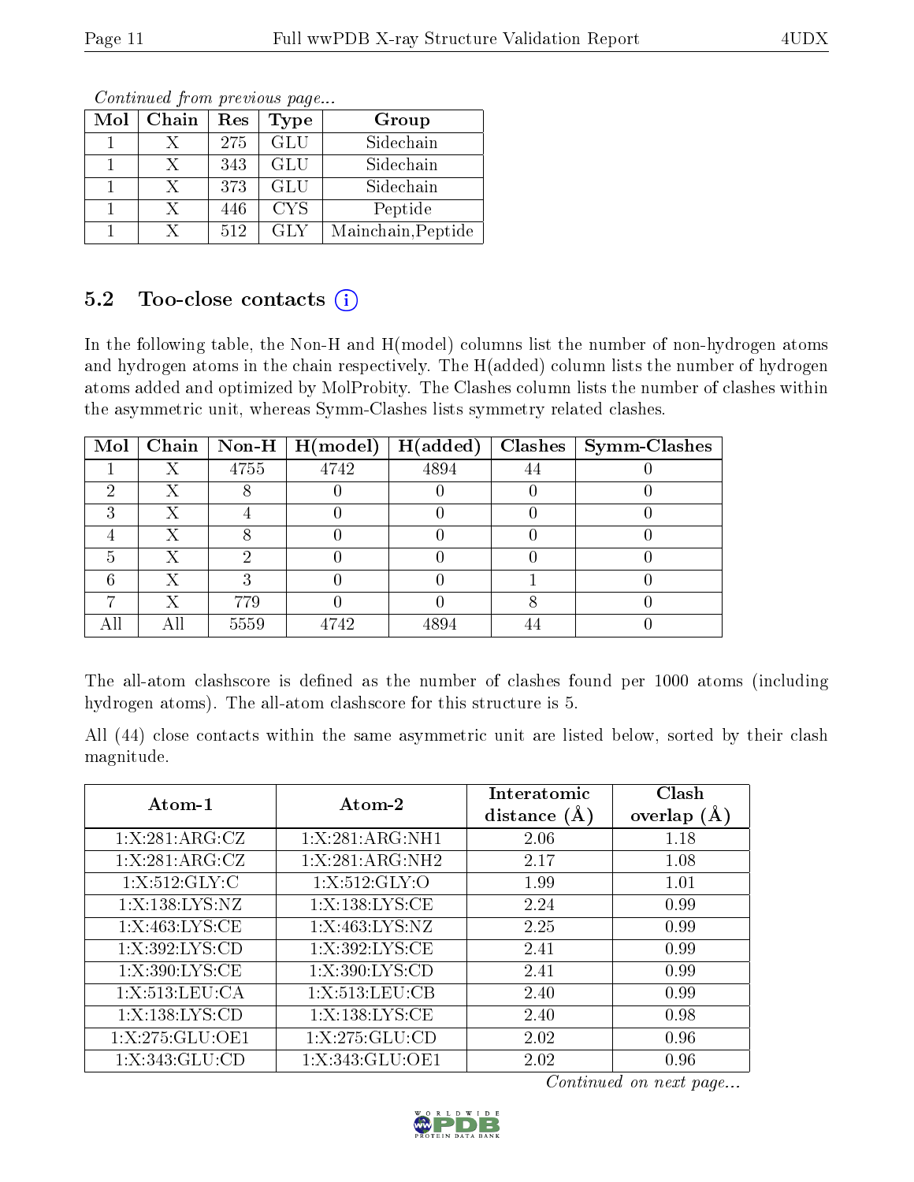*Continued from previous page...*

| Mol | Chain | Res | Type | Group |
|---|---|---|---|---|
| 1 | X | 275 | GLU | Sidechain |
| 1 | X | 343 | GLU | Sidechain |
| 1 | X | 373 | GLU | Sidechain |
| 1 | X | 446 | CYS | Peptide |
| 1 | X | 512 | GLY | Mainchain,Peptide |

## 5.2 Too-close contacts (i)

In the following table, the Non-H and H(model) columns list the number of non-hydrogen atoms and hydrogen atoms in the chain respectively. The H(added) column lists the number of hydrogen atoms added and optimized by MolProbity. The Clashes column lists the number of clashes within the asymmetric unit, whereas Symm-Clashes lists symmetry related clashes.

| Mol | Chain | Non-H | H(model) | H(added) | Clashes | Symm-Clashes |
|---|---|---|---|---|---|---|
| 1 | X | 4755 | 4742 | 4894 | 44 | 0 |
| 2 | X | 8 | 0 | 0 | 0 | 0 |
| 3 | X | 4 | 0 | 0 | 0 | 0 |
| 4 | X | 8 | 0 | 0 | 0 | 0 |
| 5 | X | 2 | 0 | 0 | 0 | 0 |
| 6 | X | 3 | 0 | 0 | 1 | 0 |
| 7 | X | 779 | 0 | 0 | 8 | 0 |
| All | All | 5559 | 4742 | 4894 | 44 | 0 |

The all-atom clashscore is defined as the number of clashes found per 1000 atoms (including hydrogen atoms). The all-atom clashscore for this structure is 5.

All (44) close contacts within the same asymmetric unit are listed below, sorted by their clash magnitude.

| Atom-1 | Atom-2 | Interatomic distance (Å) | Clash overlap (Å) |
|---|---|---|---|
| 1:X:281:ARG:CZ | 1:X:281:ARG:NH1 | 2.06 | 1.18 |
| 1:X:281:ARG:CZ | 1:X:281:ARG:NH2 | 2.17 | 1.08 |
| 1:X:512:GLY:C | 1:X:512:GLY:O | 1.99 | 1.01 |
| 1:X:138:LYS:NZ | 1:X:138:LYS:CE | 2.24 | 0.99 |
| 1:X:463:LYS:CE | 1:X:463:LYS:NZ | 2.25 | 0.99 |
| 1:X:392:LYS:CD | 1:X:392:LYS:CE | 2.41 | 0.99 |
| 1:X:390:LYS:CE | 1:X:390:LYS:CD | 2.41 | 0.99 |
| 1:X:513:LEU:CA | 1:X:513:LEU:CB | 2.40 | 0.99 |
| 1:X:138:LYS:CD | 1:X:138:LYS:CE | 2.40 | 0.98 |
| 1:X:275:GLU:OE1 | 1:X:275:GLU:CD | 2.02 | 0.96 |
| 1:X:343:GLU:CD | 1:X:343:GLU:OE1 | 2.02 | 0.96 |

*Continued on next page...*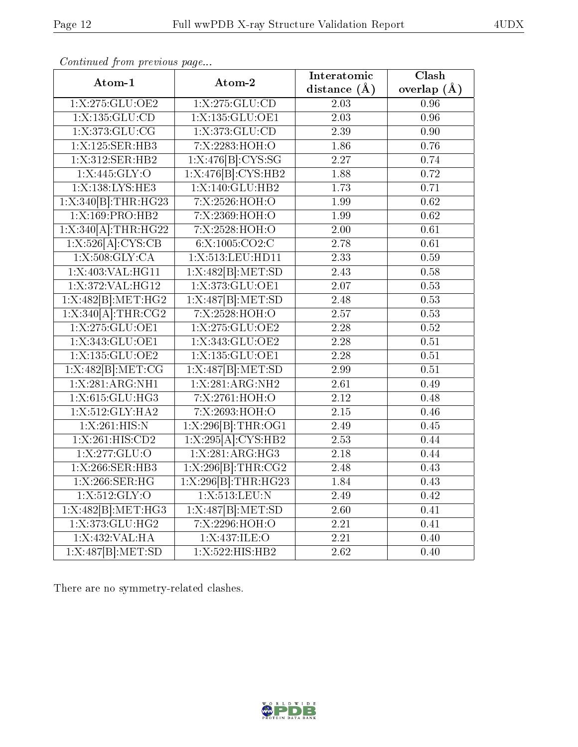*Continued from previous page...*

| Atom-1 | Atom-2 | Interatomic distance (Å) | Clash overlap (Å) |
|---|---|---|---|
| 1:X:275:GLU:OE2 | 1:X:275:GLU:CD | 2.03 | 0.96 |
| 1:X:135:GLU:CD | 1:X:135:GLU:OE1 | 2.03 | 0.96 |
| 1:X:373:GLU:CG | 1:X:373:GLU:CD | 2.39 | 0.90 |
| 1:X:125:SER:HB3 | 7:X:2283:HOH:O | 1.86 | 0.76 |
| 1:X:312:SER:HB2 | 1:X:476[B]:CYS:SG | 2.27 | 0.74 |
| 1:X:445:GLY:O | 1:X:476[B]:CYS:HB2 | 1.88 | 0.72 |
| 1:X:138:LYS:HE3 | 1:X:140:GLU:HB2 | 1.73 | 0.71 |
| 1:X:340[B]:THR:HG23 | 7:X:2526:HOH:O | 1.99 | 0.62 |
| 1:X:169:PRO:HB2 | 7:X:2369:HOH:O | 1.99 | 0.62 |
| 1:X:340[A]:THR:HG22 | 7:X:2528:HOH:O | 2.00 | 0.61 |
| 1:X:526[A]:CYS:CB | 6:X:1005:CO2:C | 2.78 | 0.61 |
| 1:X:508:GLY:CA | 1:X:513:LEU:HD11 | 2.33 | 0.59 |
| 1:X:403:VAL:HG11 | 1:X:482[B]:MET:SD | 2.43 | 0.58 |
| 1:X:372:VAL:HG12 | 1:X:373:GLU:OE1 | 2.07 | 0.53 |
| 1:X:482[B]:MET:HG2 | 1:X:487[B]:MET:SD | 2.48 | 0.53 |
| 1:X:340[A]:THR:CG2 | 7:X:2528:HOH:O | 2.57 | 0.53 |
| 1:X:275:GLU:OE1 | 1:X:275:GLU:OE2 | 2.28 | 0.52 |
| 1:X:343:GLU:OE1 | 1:X:343:GLU:OE2 | 2.28 | 0.51 |
| 1:X:135:GLU:OE2 | 1:X:135:GLU:OE1 | 2.28 | 0.51 |
| 1:X:482[B]:MET:CG | 1:X:487[B]:MET:SD | 2.99 | 0.51 |
| 1:X:281:ARG:NH1 | 1:X:281:ARG:NH2 | 2.61 | 0.49 |
| 1:X:615:GLU:HG3 | 7:X:2761:HOH:O | 2.12 | 0.48 |
| 1:X:512:GLY:HA2 | 7:X:2693:HOH:O | 2.15 | 0.46 |
| 1:X:261:HIS:N | 1:X:296[B]:THR:OG1 | 2.49 | 0.45 |
| 1:X:261:HIS:CD2 | 1:X:295[A]:CYS:HB2 | 2.53 | 0.44 |
| 1:X:277:GLU:O | 1:X:281:ARG:HG3 | 2.18 | 0.44 |
| 1:X:266:SER:HB3 | 1:X:296[B]:THR:CG2 | 2.48 | 0.43 |
| 1:X:266:SER:HG | 1:X:296[B]:THR:HG23 | 1.84 | 0.43 |
| 1:X:512:GLY:O | 1:X:513:LEU:N | 2.49 | 0.42 |
| 1:X:482[B]:MET:HG3 | 1:X:487[B]:MET:SD | 2.60 | 0.41 |
| 1:X:373:GLU:HG2 | 7:X:2296:HOH:O | 2.21 | 0.41 |
| 1:X:432:VAL:HA | 1:X:437:ILE:O | 2.21 | 0.40 |
| 1:X:487[B]:MET:SD | 1:X:522:HIS:HB2 | 2.62 | 0.40 |

There are no symmetry-related clashes.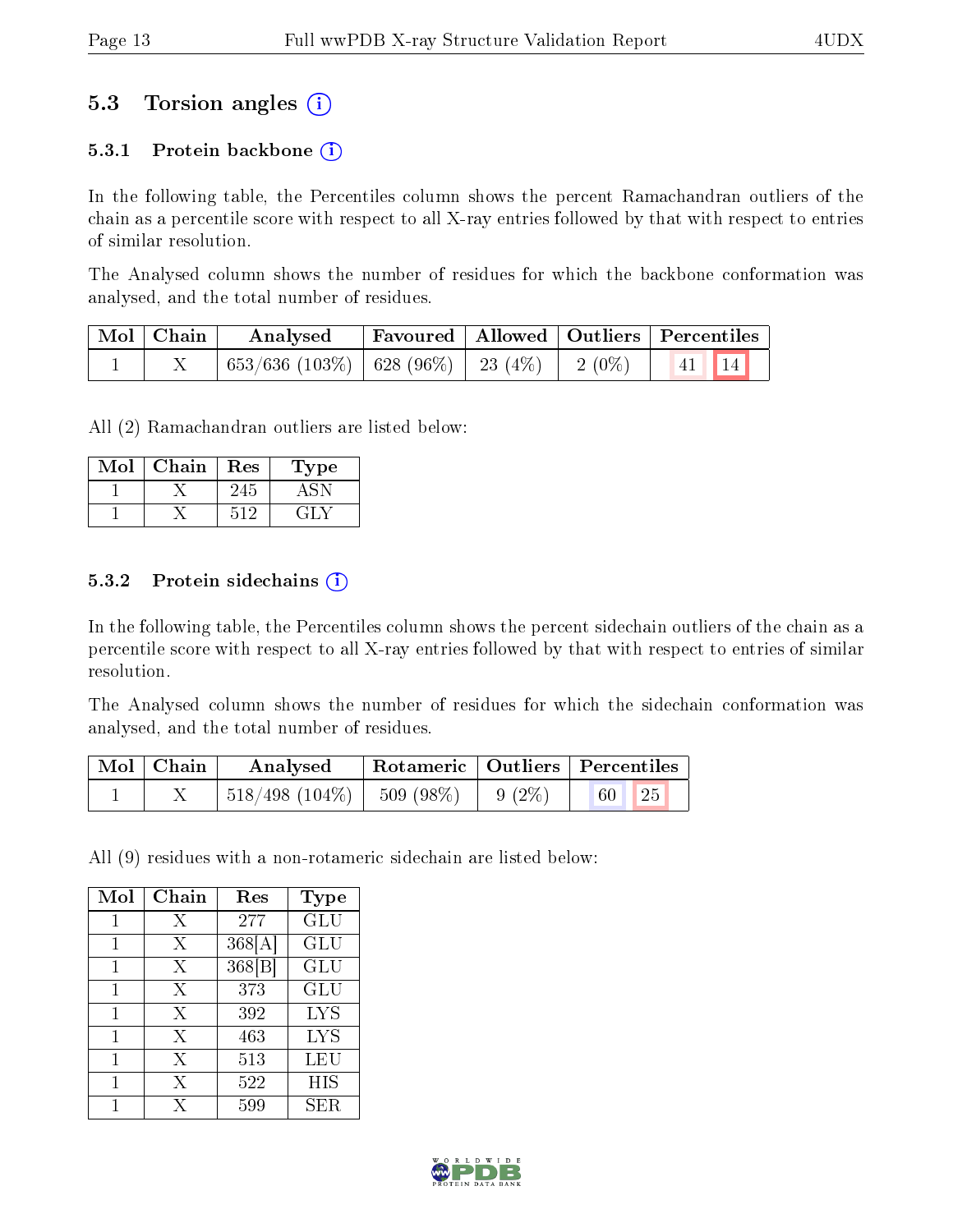## 5.3 Torsion angles (i)

### 5.3.1 Protein backbone (i)

In the following table, the Percentiles column shows the percent Ramachandran outliers of the chain as a percentile score with respect to all X-ray entries followed by that with respect to entries of similar resolution.

The Analysed column shows the number of residues for which the backbone conformation was analysed, and the total number of residues.

| Mol | Chain | Analysed | Favoured | Allowed | Outliers | Percentiles | |
|---|---|---|---|---|---|---|---|
| 1 | X | 653/636 (103%) | 628 (96%) | 23 (4%) | 2 (0%) | 41 | 14 |

All (2) Ramachandran outliers are listed below:

| Mol | Chain | Res | Type |
|---|---|---|---|
| 1 | X | 245 | ASN |
| 1 | X | 512 | GLY |

### 5.3.2 Protein sidechains (i)

In the following table, the Percentiles column shows the percent sidechain outliers of the chain as a percentile score with respect to all X-ray entries followed by that with respect to entries of similar resolution.

The Analysed column shows the number of residues for which the sidechain conformation was analysed, and the total number of residues.

| Mol | Chain | Analysed | Rotameric | Outliers | Percentiles | |
|---|---|---|---|---|---|---|
| 1 | X | 518/498 (104%) | 509 (98%) | 9 (2%) | 60 | 25 |

All (9) residues with a non-rotameric sidechain are listed below:

| Mol | Chain | Res | Type |
|---|---|---|---|
| 1 | X | 277 | GLU |
| 1 | X | 368[A] | GLU |
| 1 | X | 368[B] | GLU |
| 1 | X | 373 | GLU |
| 1 | X | 392 | LYS |
| 1 | X | 463 | LYS |
| 1 | X | 513 | LEU |
| 1 | X | 522 | HIS |
| 1 | X | 599 | SER |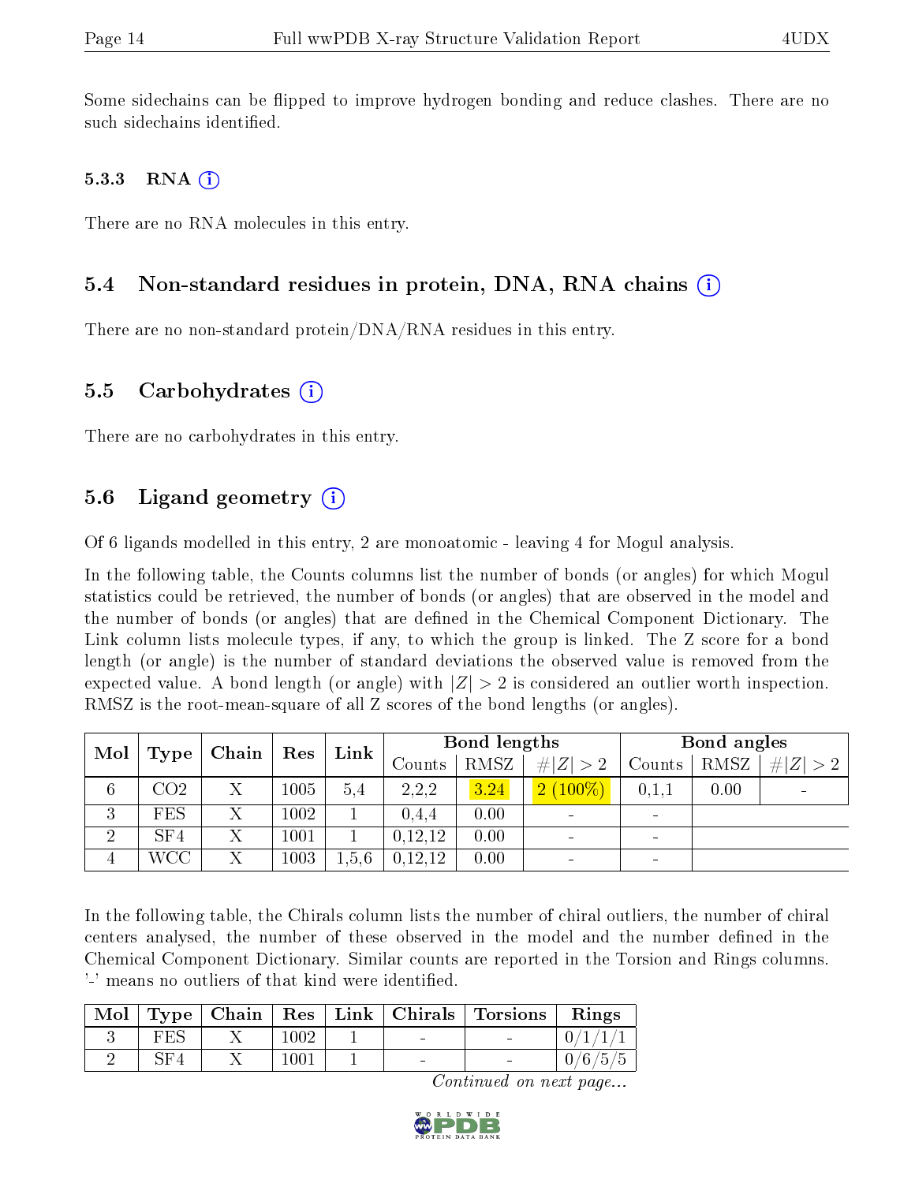Some sidechains can be flipped to improve hydrogen bonding and reduce clashes. There are no such sidechains identified.

### 5.3.3 RNA

There are no RNA molecules in this entry.

## 5.4 Non-standard residues in protein, DNA, RNA chains

There are no non-standard protein/DNA/RNA residues in this entry.

## 5.5 Carbohydrates

There are no carbohydrates in this entry.

## 5.6 Ligand geometry

Of 6 ligands modelled in this entry, 2 are monoatomic - leaving 4 for Mogul analysis.

In the following table, the Counts columns list the number of bonds (or angles) for which Mogul statistics could be retrieved, the number of bonds (or angles) that are observed in the model and the number of bonds (or angles) that are defined in the Chemical Component Dictionary. The Link column lists molecule types, if any, to which the group is linked. The Z score for a bond length (or angle) is the number of standard deviations the observed value is removed from the expected value. A bond length (or angle) with $|Z| > 2$ is considered an outlier worth inspection. RMSZ is the root-mean-square of all Z scores of the bond lengths (or angles).

| Mol | Type | Chain | Res | Link | Bond lengths | | | Bond angles | | |
|---|---|---|---|---|---|---|---|---|---|---|
| | | | | | Counts | RMSZ | #\|Z\| > 2 | Counts | RMSZ | #\|Z\| > 2 |
| 6 | CO2 | X | 1005 | 5,4 | 2,2,2 | 3.24 | 2 (100%) | 0,1,1 | 0.00 | - |
| 3 | FES | X | 1002 | 1 | 0,4,4 | 0.00 | - | - | | |
| 2 | SF4 | X | 1001 | 1 | 0,12,12 | 0.00 | - | - | | |
| 4 | WCC | X | 1003 | 1,5,6 | 0,12,12 | 0.00 | - | - | | |

In the following table, the Chirals column lists the number of chiral outliers, the number of chiral centers analysed, the number of these observed in the model and the number defined in the Chemical Component Dictionary. Similar counts are reported in the Torsion and Rings columns. '-' means no outliers of that kind were identified.

| Mol | Type | Chain | Res | Link | Chirals | Torsions | Rings |
|---|---|---|---|---|---|---|---|
| 3 | FES | X | 1002 | 1 | - | - | 0/1/1/1 |
| 2 | SF4 | X | 1001 | 1 | - | - | 0/6/5/5 |

*Continued on next page...*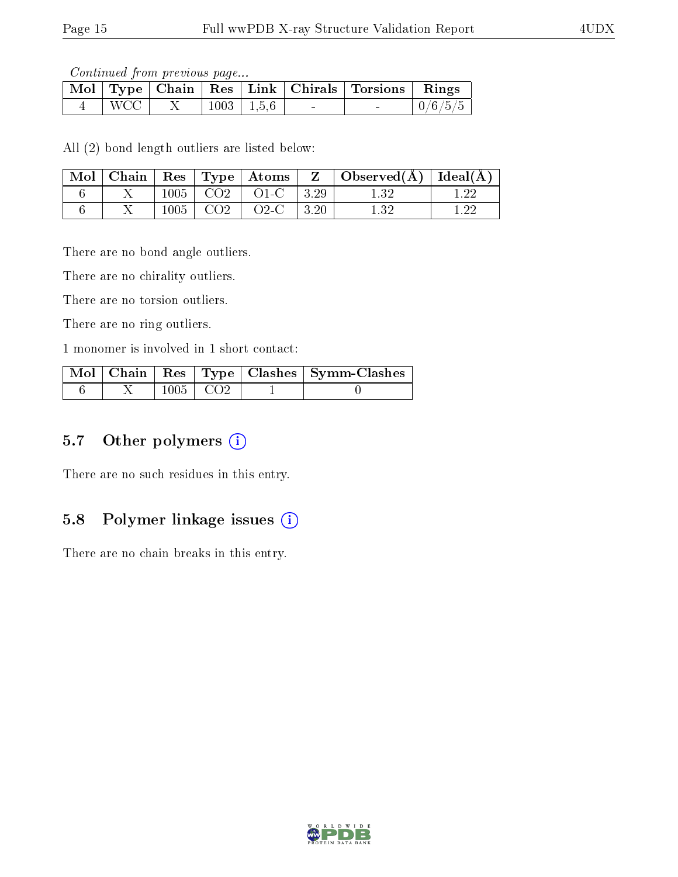*Continued from previous page...*

| Mol | Type | Chain | Res | Link | Chirals | Torsions | Rings |
|---|---|---|---|---|---|---|---|
| 4 | WCC | X | 1003 | 1,5,6 | - | - | 0/6/5/5 |

All (2) bond length outliers are listed below:

| Mol | Chain | Res | Type | Atoms | Z | Observed(Å) | Ideal(Å) |
|---|---|---|---|---|---|---|---|
| 6 | X | 1005 | CO2 | O1-C | 3.29 | 1.32 | 1.22 |
| 6 | X | 1005 | CO2 | O2-C | 3.20 | 1.32 | 1.22 |

There are no bond angle outliers.

There are no chirality outliers.

There are no torsion outliers.

There are no ring outliers.

1 monomer is involved in 1 short contact:

| Mol | Chain | Res | Type | Clashes | Symm-Clashes |
|---|---|---|---|---|---|
| 6 | X | 1005 | CO2 | 1 | 0 |

## 5.7 Other polymers

There are no such residues in this entry.

## 5.8 Polymer linkage issues

There are no chain breaks in this entry.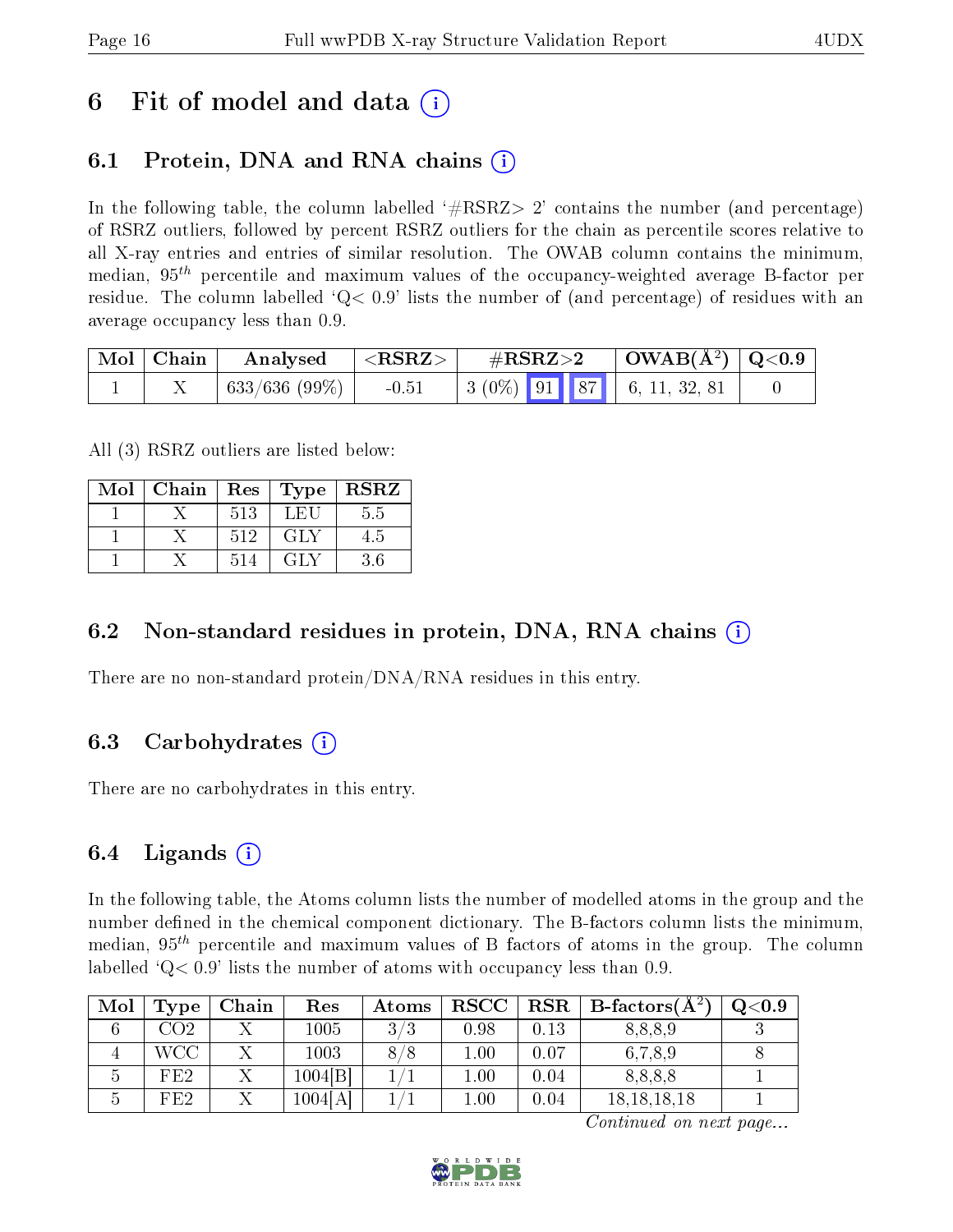# 6 Fit of model and data

## 6.1 Protein, DNA and RNA chains

In the following table, the column labelled '#RSRZ> 2' contains the number (and percentage) of RSRZ outliers, followed by percent RSRZ outliers for the chain as percentile scores relative to all X-ray entries and entries of similar resolution. The OWAB column contains the minimum, median, $95^{th}$ percentile and maximum values of the occupancy-weighted average B-factor per residue. The column labelled 'Q< 0.9' lists the number of (and percentage) of residues with an average occupancy less than 0.9.

| Mol | Chain | Analysed | <RSRZ> | #RSRZ>2 | | | OWAB(Å$^2$) | Q<0.9 |
|---|---|---|---|---|---|---|---|---|
| 1 | X | 633/636 (99%) | -0.51 | 3 (0%) | 91 | 87 | 6, 11, 32, 81 | 0 |

All (3) RSRZ outliers are listed below:

| Mol | Chain | Res | Type | RSRZ |
|---|---|---|---|---|
| 1 | X | 513 | LEU | 5.5 |
| 1 | X | 512 | GLY | 4.5 |
| 1 | X | 514 | GLY | 3.6 |

## 6.2 Non-standard residues in protein, DNA, RNA chains

There are no non-standard protein/DNA/RNA residues in this entry.

## 6.3 Carbohydrates

There are no carbohydrates in this entry.

## 6.4 Ligands

In the following table, the Atoms column lists the number of modelled atoms in the group and the number defined in the chemical component dictionary. The B-factors column lists the minimum, median, $95^{th}$ percentile and maximum values of B factors of atoms in the group. The column labelled 'Q< 0.9' lists the number of atoms with occupancy less than 0.9.

| Mol | Type | Chain | Res | Atoms | RSCC | RSR | B-factors(Å$^2$) | Q<0.9 |
|---|---|---|---|---|---|---|---|---|
| 6 | CO2 | X | 1005 | 3/3 | 0.98 | 0.13 | 8,8,8,9 | 3 |
| 4 | WCC | X | 1003 | 8/8 | 1.00 | 0.07 | 6,7,8,9 | 8 |
| 5 | FE2 | X | 1004[B] | 1/1 | 1.00 | 0.04 | 8,8,8,8 | 1 |
| 5 | FE2 | X | 1004[A] | 1/1 | 1.00 | 0.04 | 18,18,18,18 | 1 |

*Continued on next page...*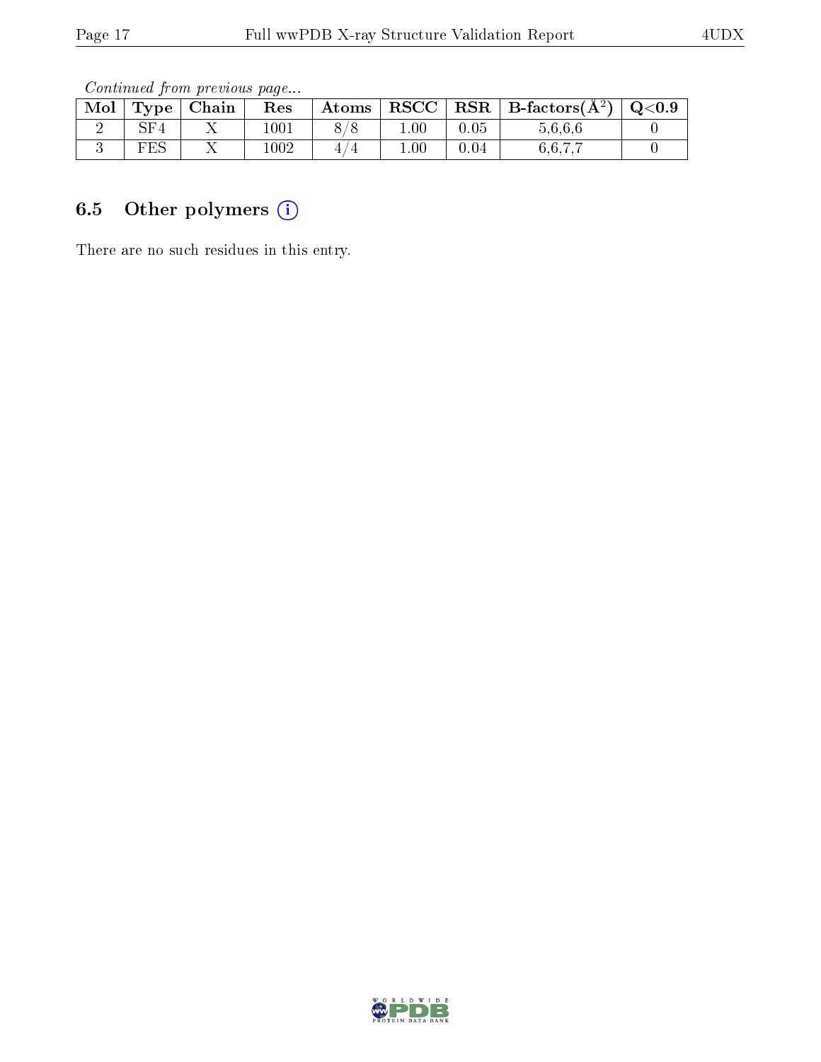*Continued from previous page...*

| Mol | Type | Chain | Res | Atoms | RSCC | RSR | B-factors($Å^2$) | Q<0.9 |
|---|---|---|---|---|---|---|---|---|
| 2 | SF4 | X | 1001 | 8/8 | 1.00 | 0.05 | 5,6,6,6 | 0 |
| 3 | FES | X | 1002 | 4/4 | 1.00 | 0.04 | 6,6,7,7 | 0 |

### 6.5 Other polymers

There are no such residues in this entry.